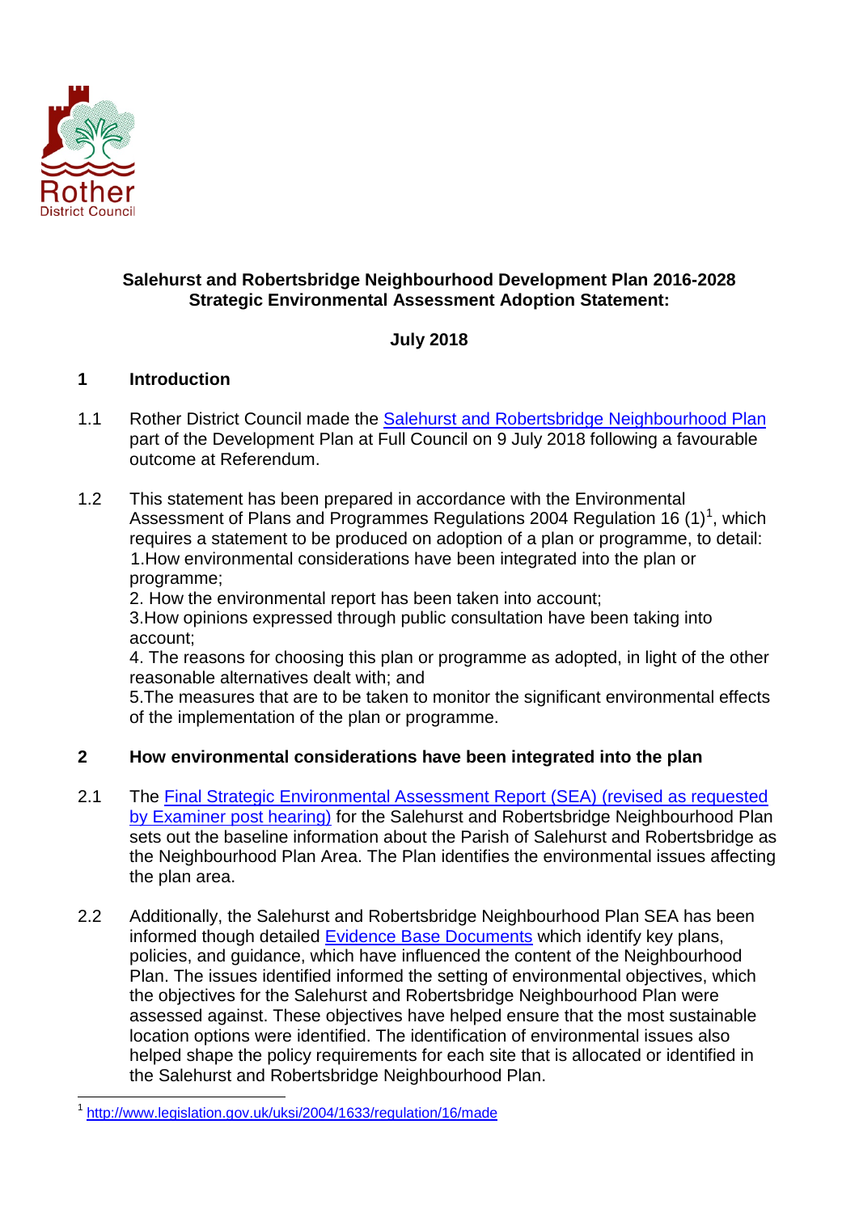**Salehurst and Robertsbridge Neighbourhood Development Plan 2016-2028**
**Strategic Environmental Assessment Adoption Statement:**

**July 2018**

## 1 Introduction

1.1 Rother District Council made the Salehurst and Robertsbridge Neighbourhood Plan part of the Development Plan at Full Council on 9 July 2018 following a favourable outcome at Referendum.

1.2 This statement has been prepared in accordance with the Environmental Assessment of Plans and Programmes Regulations 2004 Regulation 16 (1)[1], which requires a statement to be produced on adoption of a plan or programme, to detail:
1.How environmental considerations have been integrated into the plan or programme;
2. How the environmental report has been taken into account;
3.How opinions expressed through public consultation have been taking into account;
4. The reasons for choosing this plan or programme as adopted, in light of the other reasonable alternatives dealt with; and
5.The measures that are to be taken to monitor the significant environmental effects of the implementation of the plan or programme.

## 2 How environmental considerations have been integrated into the plan

2.1 The Final Strategic Environmental Assessment Report (SEA) (revised as requested by Examiner post hearing) for the Salehurst and Robertsbridge Neighbourhood Plan sets out the baseline information about the Parish of Salehurst and Robertsbridge as the Neighbourhood Plan Area. The Plan identifies the environmental issues affecting the plan area.

2.2 Additionally, the Salehurst and Robertsbridge Neighbourhood Plan SEA has been informed though detailed Evidence Base Documents which identify key plans, policies, and guidance, which have influenced the content of the Neighbourhood Plan. The issues identified informed the setting of environmental objectives, which the objectives for the Salehurst and Robertsbridge Neighbourhood Plan were assessed against. These objectives have helped ensure that the most sustainable location options were identified. The identification of environmental issues also helped shape the policy requirements for each site that is allocated or identified in the Salehurst and Robertsbridge Neighbourhood Plan.

[1] http://www.legislation.gov.uk/uksi/2004/1633/regulation/16/made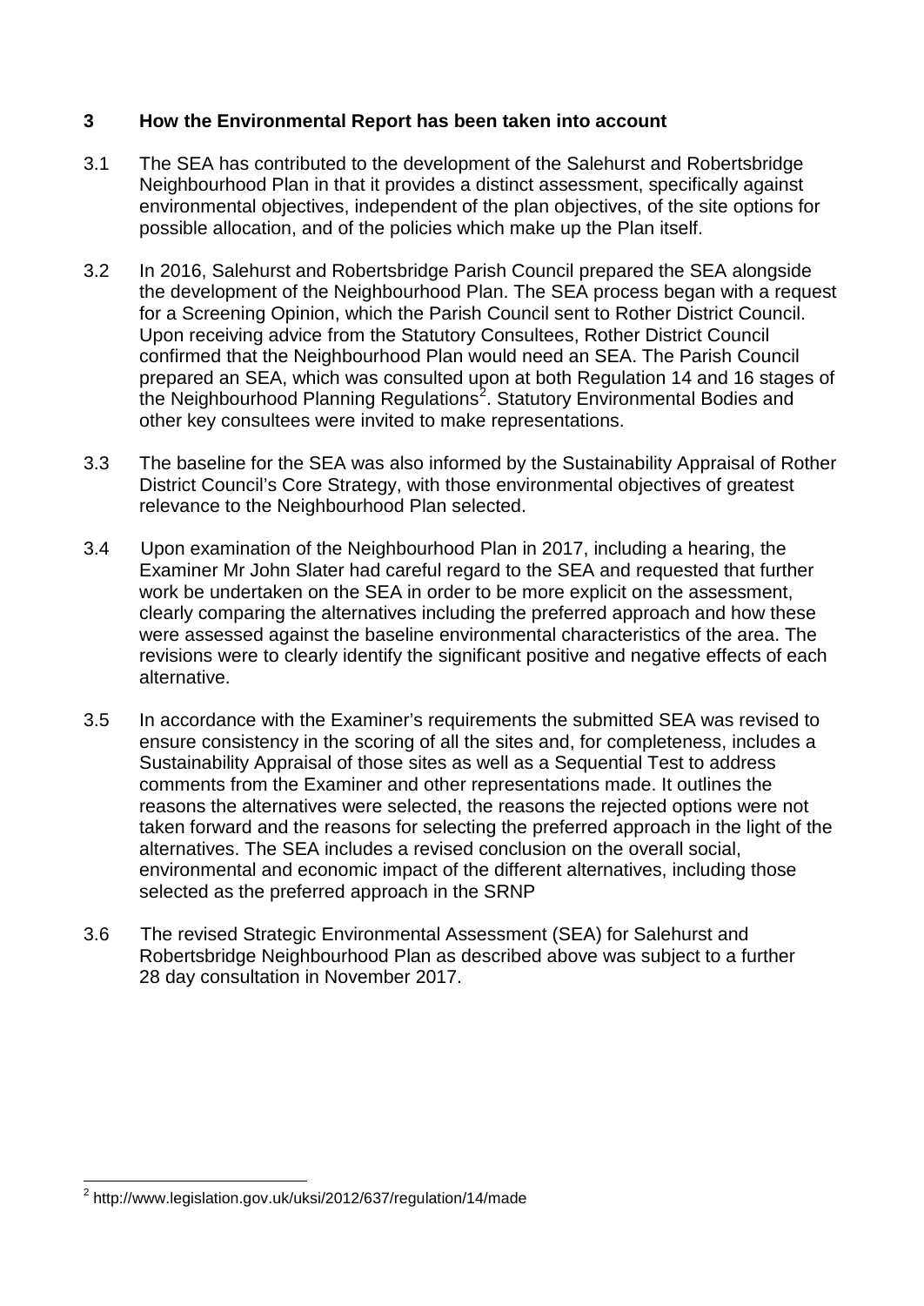## 3 How the Environmental Report has been taken into account

3.1 The SEA has contributed to the development of the Salehurst and Robertsbridge Neighbourhood Plan in that it provides a distinct assessment, specifically against environmental objectives, independent of the plan objectives, of the site options for possible allocation, and of the policies which make up the Plan itself.

3.2 In 2016, Salehurst and Robertsbridge Parish Council prepared the SEA alongside the development of the Neighbourhood Plan. The SEA process began with a request for a Screening Opinion, which the Parish Council sent to Rother District Council. Upon receiving advice from the Statutory Consultees, Rother District Council confirmed that the Neighbourhood Plan would need an SEA. The Parish Council prepared an SEA, which was consulted upon at both Regulation 14 and 16 stages of the Neighbourhood Planning Regulations[2]. Statutory Environmental Bodies and other key consultees were invited to make representations.

3.3 The baseline for the SEA was also informed by the Sustainability Appraisal of Rother District Council's Core Strategy, with those environmental objectives of greatest relevance to the Neighbourhood Plan selected.

3.4 Upon examination of the Neighbourhood Plan in 2017, including a hearing, the Examiner Mr John Slater had careful regard to the SEA and requested that further work be undertaken on the SEA in order to be more explicit on the assessment, clearly comparing the alternatives including the preferred approach and how these were assessed against the baseline environmental characteristics of the area. The revisions were to clearly identify the significant positive and negative effects of each alternative.

3.5 In accordance with the Examiner's requirements the submitted SEA was revised to ensure consistency in the scoring of all the sites and, for completeness, includes a Sustainability Appraisal of those sites as well as a Sequential Test to address comments from the Examiner and other representations made. It outlines the reasons the alternatives were selected, the reasons the rejected options were not taken forward and the reasons for selecting the preferred approach in the light of the alternatives. The SEA includes a revised conclusion on the overall social, environmental and economic impact of the different alternatives, including those selected as the preferred approach in the SRNP

3.6 The revised Strategic Environmental Assessment (SEA) for Salehurst and Robertsbridge Neighbourhood Plan as described above was subject to a further 28 day consultation in November 2017.

[2] http://www.legislation.gov.uk/uksi/2012/637/regulation/14/made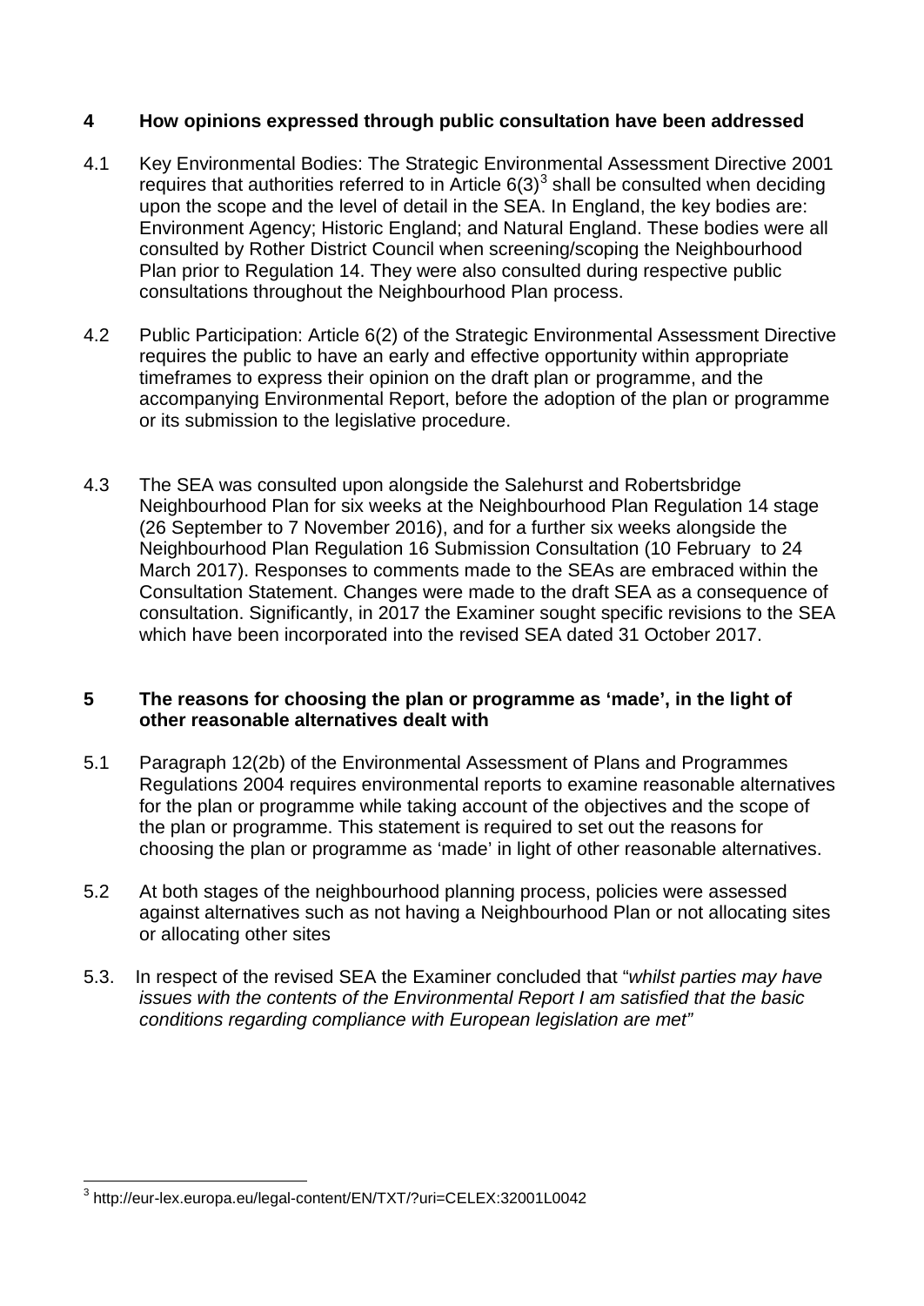## 4 How opinions expressed through public consultation have been addressed

4.1 Key Environmental Bodies: The Strategic Environmental Assessment Directive 2001 requires that authorities referred to in Article 6(3)[3] shall be consulted when deciding upon the scope and the level of detail in the SEA. In England, the key bodies are: Environment Agency; Historic England; and Natural England. These bodies were all consulted by Rother District Council when screening/scoping the Neighbourhood Plan prior to Regulation 14. They were also consulted during respective public consultations throughout the Neighbourhood Plan process.

4.2 Public Participation: Article 6(2) of the Strategic Environmental Assessment Directive requires the public to have an early and effective opportunity within appropriate timeframes to express their opinion on the draft plan or programme, and the accompanying Environmental Report, before the adoption of the plan or programme or its submission to the legislative procedure.

4.3 The SEA was consulted upon alongside the Salehurst and Robertsbridge Neighbourhood Plan for six weeks at the Neighbourhood Plan Regulation 14 stage (26 September to 7 November 2016), and for a further six weeks alongside the Neighbourhood Plan Regulation 16 Submission Consultation (10 February to 24 March 2017). Responses to comments made to the SEAs are embraced within the Consultation Statement. Changes were made to the draft SEA as a consequence of consultation. Significantly, in 2017 the Examiner sought specific revisions to the SEA which have been incorporated into the revised SEA dated 31 October 2017.

## 5 The reasons for choosing the plan or programme as 'made', in the light of other reasonable alternatives dealt with

5.1 Paragraph 12(2b) of the Environmental Assessment of Plans and Programmes Regulations 2004 requires environmental reports to examine reasonable alternatives for the plan or programme while taking account of the objectives and the scope of the plan or programme. This statement is required to set out the reasons for choosing the plan or programme as 'made' in light of other reasonable alternatives.

5.2 At both stages of the neighbourhood planning process, policies were assessed against alternatives such as not having a Neighbourhood Plan or not allocating sites or allocating other sites

5.3. In respect of the revised SEA the Examiner concluded that "*whilst parties may have issues with the contents of the Environmental Report I am satisfied that the basic conditions regarding compliance with European legislation are met"*

---

[3] http://eur-lex.europa.eu/legal-content/EN/TXT/?uri=CELEX:32001L0042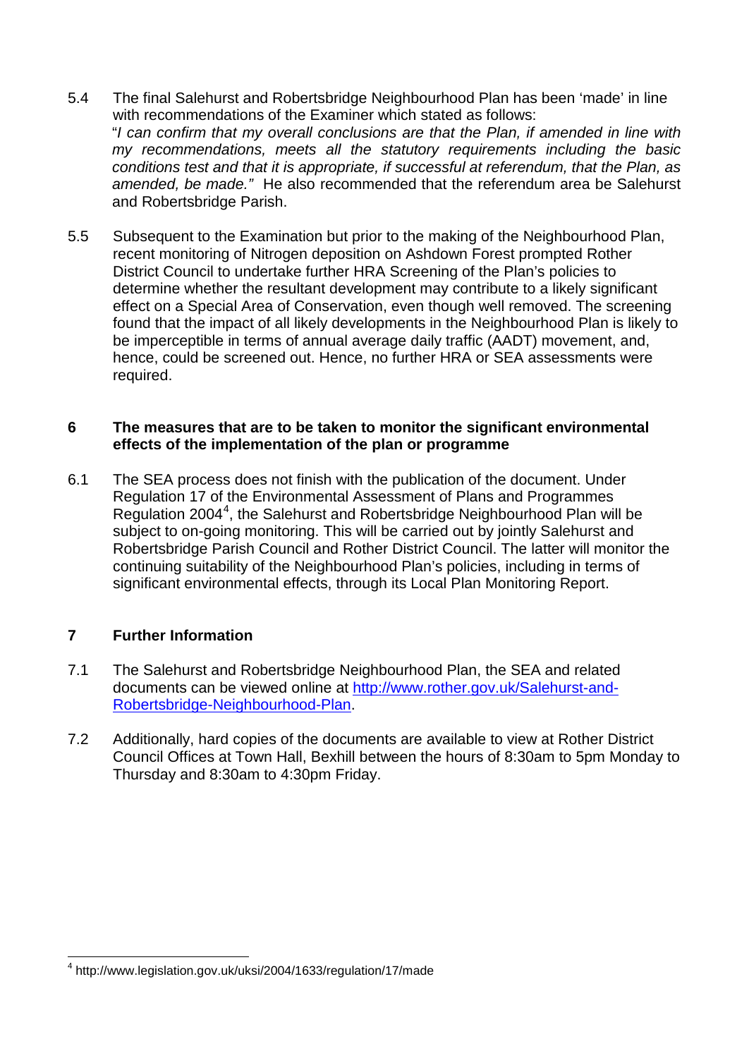5.4 The final Salehurst and Robertsbridge Neighbourhood Plan has been 'made' in line with recommendations of the Examiner which stated as follows: "*I can confirm that my overall conclusions are that the Plan, if amended in line with my recommendations, meets all the statutory requirements including the basic conditions test and that it is appropriate, if successful at referendum, that the Plan, as amended, be made."* He also recommended that the referendum area be Salehurst and Robertsbridge Parish.

5.5 Subsequent to the Examination but prior to the making of the Neighbourhood Plan, recent monitoring of Nitrogen deposition on Ashdown Forest prompted Rother District Council to undertake further HRA Screening of the Plan's policies to determine whether the resultant development may contribute to a likely significant effect on a Special Area of Conservation, even though well removed. The screening found that the impact of all likely developments in the Neighbourhood Plan is likely to be imperceptible in terms of annual average daily traffic (AADT) movement, and, hence, could be screened out. Hence, no further HRA or SEA assessments were required.

## 6 The measures that are to be taken to monitor the significant environmental effects of the implementation of the plan or programme

6.1 The SEA process does not finish with the publication of the document. Under Regulation 17 of the Environmental Assessment of Plans and Programmes Regulation 2004[4], the Salehurst and Robertsbridge Neighbourhood Plan will be subject to on-going monitoring. This will be carried out by jointly Salehurst and Robertsbridge Parish Council and Rother District Council. The latter will monitor the continuing suitability of the Neighbourhood Plan's policies, including in terms of significant environmental effects, through its Local Plan Monitoring Report.

## 7 Further Information

7.1 The Salehurst and Robertsbridge Neighbourhood Plan, the SEA and related documents can be viewed online at [http://www.rother.gov.uk/Salehurst-and-Robertsbridge-Neighbourhood-Plan](http://www.rother.gov.uk/Salehurst-and-Robertsbridge-Neighbourhood-Plan).

7.2 Additionally, hard copies of the documents are available to view at Rother District Council Offices at Town Hall, Bexhill between the hours of 8:30am to 5pm Monday to Thursday and 8:30am to 4:30pm Friday.

---

[4] http://www.legislation.gov.uk/uksi/2004/1633/regulation/17/made